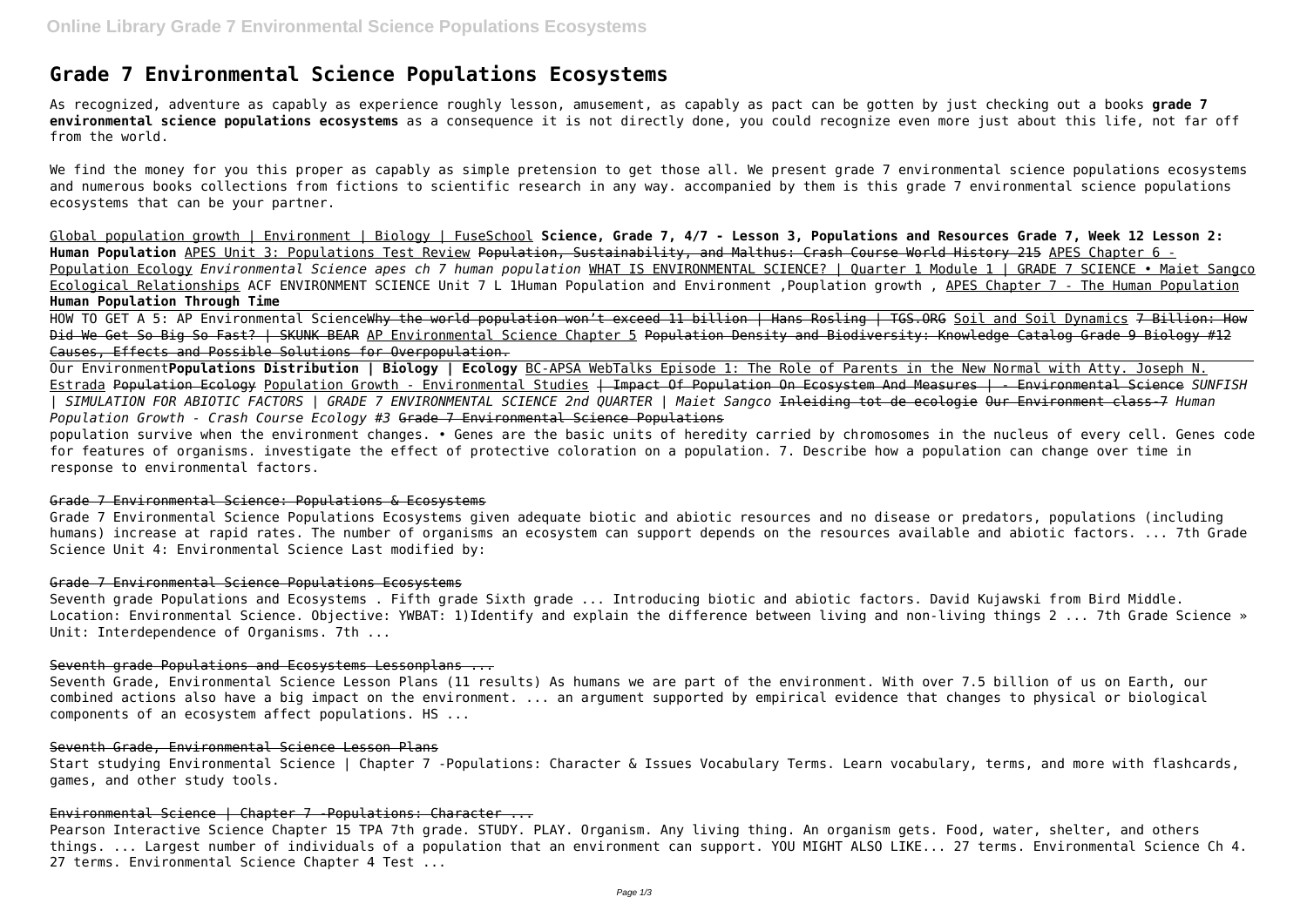# Grade 7 Environmental Science Populations Ecosystems

As recognized, adventure as capably as experience roughly lesson, amusement, as capably as pact can be gotten by just checking out a books **grade 7 environmental science populations ecosystems** as a consequence it is not directly done, you could recognize even more just about this life, not far off from the world.

We find the money for you this proper as capably as simple pretension to get those all. We present grade 7 environmental science populations ecosystems and numerous books collections from fictions to scientific research in any way. accompanied by them is this grade 7 environmental science populations ecosystems that can be your partner.

Global population growth | Environment | Biology | FuseSchool **Science, Grade 7, 4/7 - Lesson 3, Populations and Resources Grade 7, Week 12 Lesson 2: Human Population** APES Unit 3: Populations Test Review ~~Population, Sustainability, and Malthus: Crash Course World History 215~~ APES Chapter 6 - Population Ecology *Environmental Science apes ch 7 human population* WHAT IS ENVIRONMENTAL SCIENCE? | Quarter 1 Module 1 | GRADE 7 SCIENCE • Maiet Sangco Ecological Relationships ACF ENVIRONMENT SCIENCE Unit 7 L 1Human Population and Environment ,Pouplation growth , APES Chapter 7 - The Human Population **Human Population Through Time**

HOW TO GET A 5: AP Environmental Science~~Why the world population won't exceed 11 billion | Hans Rosling | TGS.ORG~~ Soil and Soil Dynamics ~~7 Billion: How Did We Get So Big So Fast? | SKUNK BEAR~~ AP Environmental Science Chapter 5 ~~Population Density and Biodiversity: Knowledge Catalog Grade 9 Biology #12~~ Causes, Effects and Possible Solutions for Overpopulation.

Our Environment**Populations Distribution | Biology | Ecology** BC-APSA WebTalks Episode 1: The Role of Parents in the New Normal with Atty. Joseph N. Estrada ~~Population Ecology~~ Population Growth - Environmental Studies ~~| Impact Of Population On Ecosystem And Measures | - Environmental Science~~ *SUNFISH | SIMULATION FOR ABIOTIC FACTORS | GRADE 7 ENVIRONMENTAL SCIENCE 2nd QUARTER | Maiet Sangco* ~~Inleiding tot de ecologie~~ ~~Our Environment class-7~~ *Human Population Growth - Crash Course Ecology #3* ~~Grade 7 Environmental Science Populations~~

population survive when the environment changes. • Genes are the basic units of heredity carried by chromosomes in the nucleus of every cell. Genes code for features of organisms. investigate the effect of protective coloration on a population. 7. Describe how a population can change over time in response to environmental factors.

## Grade 7 Environmental Science: Populations & Ecosystems

Grade 7 Environmental Science Populations Ecosystems given adequate biotic and abiotic resources and no disease or predators, populations (including humans) increase at rapid rates. The number of organisms an ecosystem can support depends on the resources available and abiotic factors. ... 7th Grade Science Unit 4: Environmental Science Last modified by:

## Grade 7 Environmental Science Populations Ecosystems

Seventh grade Populations and Ecosystems . Fifth grade Sixth grade ... Introducing biotic and abiotic factors. David Kujawski from Bird Middle. Location: Environmental Science. Objective: YWBAT: 1)Identify and explain the difference between living and non-living things 2 ... 7th Grade Science » Unit: Interdependence of Organisms. 7th ...

## Seventh grade Populations and Ecosystems Lessonplans ...

Seventh Grade, Environmental Science Lesson Plans (11 results) As humans we are part of the environment. With over 7.5 billion of us on Earth, our combined actions also have a big impact on the environment. ... an argument supported by empirical evidence that changes to physical or biological components of an ecosystem affect populations. HS ...

## Seventh Grade, Environmental Science Lesson Plans

Start studying Environmental Science | Chapter 7 -Populations: Character & Issues Vocabulary Terms. Learn vocabulary, terms, and more with flashcards, games, and other study tools.

## Environmental Science | Chapter 7 -Populations: Character ...

Pearson Interactive Science Chapter 15 TPA 7th grade. STUDY. PLAY. Organism. Any living thing. An organism gets. Food, water, shelter, and others things. ... Largest number of individuals of a population that an environment can support. YOU MIGHT ALSO LIKE... 27 terms. Environmental Science Ch 4. 27 terms. Environmental Science Chapter 4 Test ...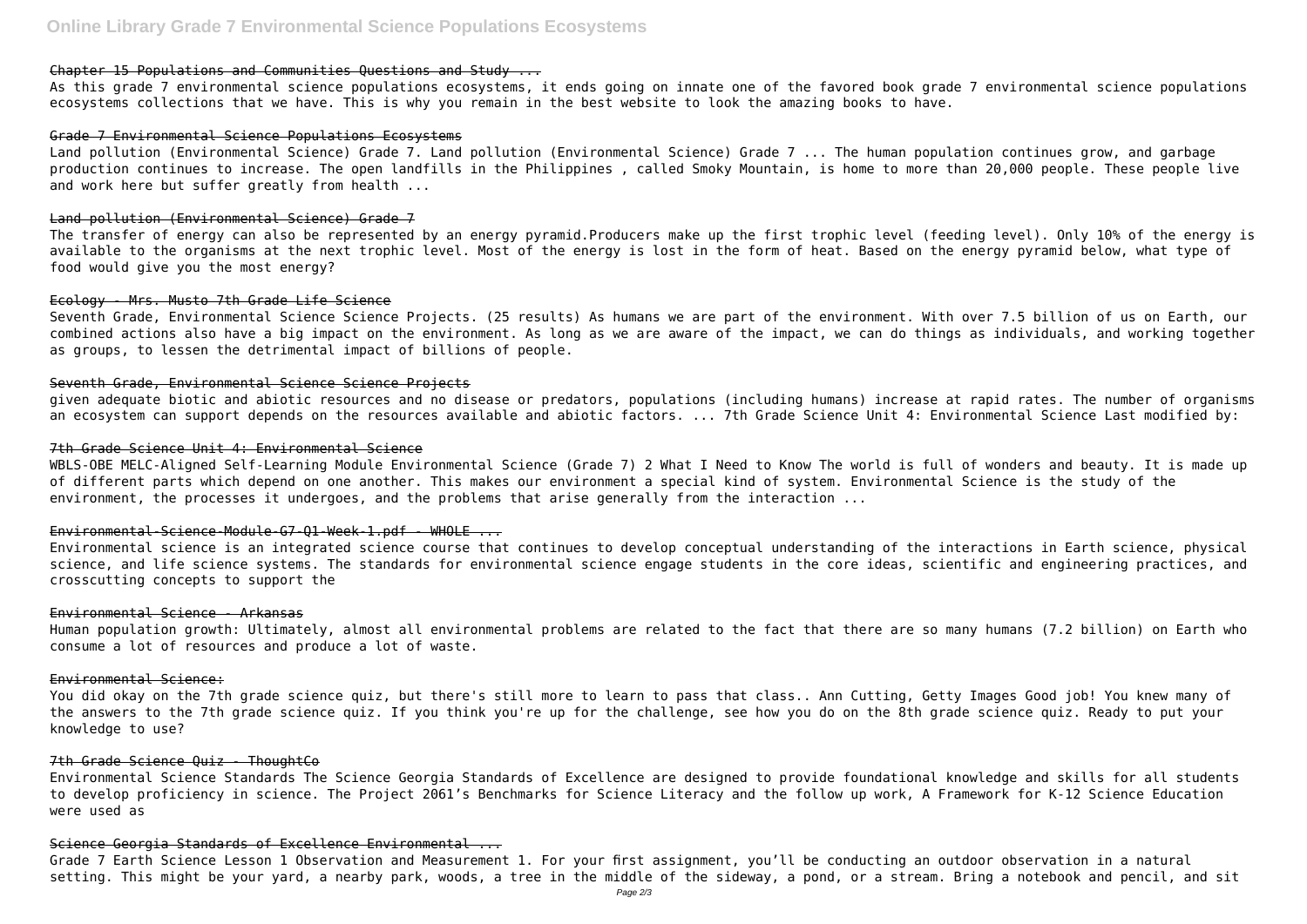## Chapter 15 Populations and Communities Questions and Study ...

As this grade 7 environmental science populations ecosystems, it ends going on innate one of the favored book grade 7 environmental science populations ecosystems collections that we have. This is why you remain in the best website to look the amazing books to have.

## Grade 7 Environmental Science Populations Ecosystems

Land pollution (Environmental Science) Grade 7. Land pollution (Environmental Science) Grade 7 ... The human population continues grow, and garbage production continues to increase. The open landfills in the Philippines , called Smoky Mountain, is home to more than 20,000 people. These people live and work here but suffer greatly from health ...

## Land pollution (Environmental Science) Grade 7

The transfer of energy can also be represented by an energy pyramid.Producers make up the first trophic level (feeding level). Only 10% of the energy is available to the organisms at the next trophic level. Most of the energy is lost in the form of heat. Based on the energy pyramid below, what type of food would give you the most energy?

## Ecology - Mrs. Musto 7th Grade Life Science

Seventh Grade, Environmental Science Science Projects. (25 results) As humans we are part of the environment. With over 7.5 billion of us on Earth, our combined actions also have a big impact on the environment. As long as we are aware of the impact, we can do things as individuals, and working together as groups, to lessen the detrimental impact of billions of people.

## Seventh Grade, Environmental Science Science Projects

given adequate biotic and abiotic resources and no disease or predators, populations (including humans) increase at rapid rates. The number of organisms an ecosystem can support depends on the resources available and abiotic factors. ... 7th Grade Science Unit 4: Environmental Science Last modified by:

## 7th Grade Science Unit 4: Environmental Science

WBLS-OBE MELC-Aligned Self-Learning Module Environmental Science (Grade 7) 2 What I Need to Know The world is full of wonders and beauty. It is made up of different parts which depend on one another. This makes our environment a special kind of system. Environmental Science is the study of the environment, the processes it undergoes, and the problems that arise generally from the interaction ...

## Environmental-Science-Module-G7-Q1-Week-1.pdf - WHOLE ...

Environmental science is an integrated science course that continues to develop conceptual understanding of the interactions in Earth science, physical science, and life science systems. The standards for environmental science engage students in the core ideas, scientific and engineering practices, and crosscutting concepts to support the

## Environmental Science - Arkansas

Human population growth: Ultimately, almost all environmental problems are related to the fact that there are so many humans (7.2 billion) on Earth who consume a lot of resources and produce a lot of waste.

## Environmental Science:

You did okay on the 7th grade science quiz, but there's still more to learn to pass that class.. Ann Cutting, Getty Images Good job! You knew many of the answers to the 7th grade science quiz. If you think you're up for the challenge, see how you do on the 8th grade science quiz. Ready to put your knowledge to use?

## 7th Grade Science Quiz - ThoughtCo

Environmental Science Standards The Science Georgia Standards of Excellence are designed to provide foundational knowledge and skills for all students to develop proficiency in science. The Project 2061's Benchmarks for Science Literacy and the follow up work, A Framework for K-12 Science Education were used as

## Science Georgia Standards of Excellence Environmental ...

Grade 7 Earth Science Lesson 1 Observation and Measurement 1. For your first assignment, you'll be conducting an outdoor observation in a natural setting. This might be your yard, a nearby park, woods, a tree in the middle of the sideway, a pond, or a stream. Bring a notebook and pencil, and sit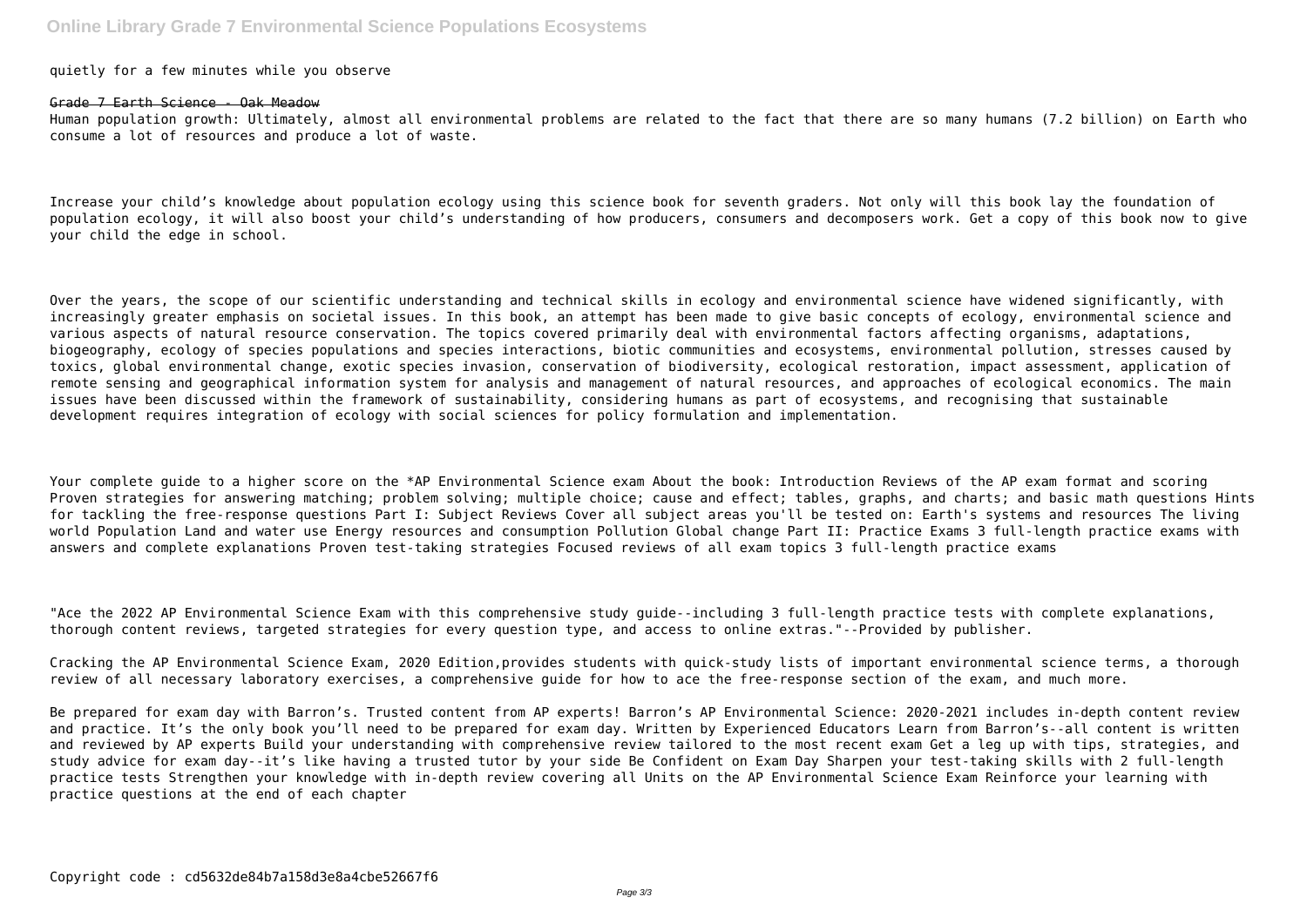quietly for a few minutes while you observe

~~Grade 7 Earth Science - Oak Meadow~~

Human population growth: Ultimately, almost all environmental problems are related to the fact that there are so many humans (7.2 billion) on Earth who consume a lot of resources and produce a lot of waste.

Increase your child's knowledge about population ecology using this science book for seventh graders. Not only will this book lay the foundation of population ecology, it will also boost your child's understanding of how producers, consumers and decomposers work. Get a copy of this book now to give your child the edge in school.

Over the years, the scope of our scientific understanding and technical skills in ecology and environmental science have widened significantly, with increasingly greater emphasis on societal issues. In this book, an attempt has been made to give basic concepts of ecology, environmental science and various aspects of natural resource conservation. The topics covered primarily deal with environmental factors affecting organisms, adaptations, biogeography, ecology of species populations and species interactions, biotic communities and ecosystems, environmental pollution, stresses caused by toxics, global environmental change, exotic species invasion, conservation of biodiversity, ecological restoration, impact assessment, application of remote sensing and geographical information system for analysis and management of natural resources, and approaches of ecological economics. The main issues have been discussed within the framework of sustainability, considering humans as part of ecosystems, and recognising that sustainable development requires integration of ecology with social sciences for policy formulation and implementation.

Your complete guide to a higher score on the *AP Environmental Science exam About the book: Introduction Reviews of the AP exam format and scoring Proven strategies for answering matching; problem solving; multiple choice; cause and effect; tables, graphs, and charts; and basic math questions Hints for tackling the free-response questions Part I: Subject Reviews Cover all subject areas you'll be tested on: Earth's systems and resources The living world Population Land and water use Energy resources and consumption Pollution Global change Part II: Practice Exams 3 full-length practice exams with answers and complete explanations Proven test-taking strategies Focused reviews of all exam topics 3 full-length practice exams

"Ace the 2022 AP Environmental Science Exam with this comprehensive study guide--including 3 full-length practice tests with complete explanations, thorough content reviews, targeted strategies for every question type, and access to online extras."--Provided by publisher.

Cracking the AP Environmental Science Exam, 2020 Edition,provides students with quick-study lists of important environmental science terms, a thorough review of all necessary laboratory exercises, a comprehensive guide for how to ace the free-response section of the exam, and much more.

Be prepared for exam day with Barron's. Trusted content from AP experts! Barron's AP Environmental Science: 2020-2021 includes in-depth content review and practice. It's the only book you'll need to be prepared for exam day. Written by Experienced Educators Learn from Barron's--all content is written and reviewed by AP experts Build your understanding with comprehensive review tailored to the most recent exam Get a leg up with tips, strategies, and study advice for exam day--it's like having a trusted tutor by your side Be Confident on Exam Day Sharpen your test-taking skills with 2 full-length practice tests Strengthen your knowledge with in-depth review covering all Units on the AP Environmental Science Exam Reinforce your learning with practice questions at the end of each chapter

Copyright code : cd5632de84b7a158d3e8a4cbe52667f6